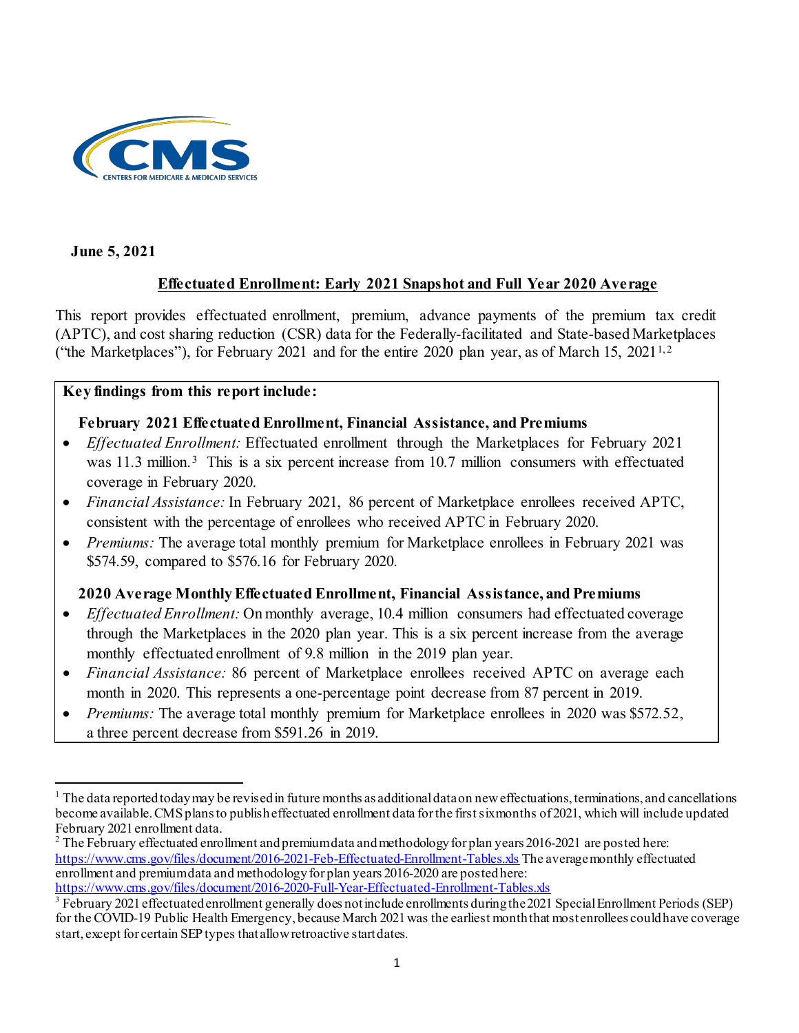**June 5, 2021**

## Effectuated Enrollment: Early 2021 Snapshot and Full Year 2020 Average

This report provides effectuated enrollment, premium, advance payments of the premium tax credit (APTC), and cost sharing reduction (CSR) data for the Federally-facilitated and State-based Marketplaces ("the Marketplaces"), for February 2021 and for the entire 2020 plan year, as of March 15, 2021[1,2]

**Key findings from this report include:**

**February 2021 Effectuated Enrollment, Financial Assistance, and Premiums**

- *Effectuated Enrollment:* Effectuated enrollment through the Marketplaces for February 2021 was 11.3 million.[3] This is a six percent increase from 10.7 million consumers with effectuated coverage in February 2020.
- *Financial Assistance:* In February 2021, 86 percent of Marketplace enrollees received APTC, consistent with the percentage of enrollees who received APTC in February 2020.
- *Premiums:* The average total monthly premium for Marketplace enrollees in February 2021 was $574.59, compared to $576.16 for February 2020.

**2020 Average Monthly Effectuated Enrollment, Financial Assistance, and Premiums**

- *Effectuated Enrollment:* On monthly average, 10.4 million consumers had effectuated coverage through the Marketplaces in the 2020 plan year. This is a six percent increase from the average monthly effectuated enrollment of 9.8 million in the 2019 plan year.
- *Financial Assistance:* 86 percent of Marketplace enrollees received APTC on average each month in 2020. This represents a one-percentage point decrease from 87 percent in 2019.
- *Premiums:* The average total monthly premium for Marketplace enrollees in 2020 was $572.52, a three percent decrease from $591.26 in 2019.

---

[1] The data reported today may be revised in future months as additional data on new effectuations, terminations, and cancellations become available. CMS plans to publish effectuated enrollment data for the first six months of 2021, which will include updated February 2021 enrollment data.

[2] The February effectuated enrollment and premium data and methodology for plan years 2016-2021 are posted here: https://www.cms.gov/files/document/2016-2021-Feb-Effectuated-Enrollment-Tables.xls The average monthly effectuated enrollment and premium data and methodology for plan years 2016-2020 are posted here: https://www.cms.gov/files/document/2016-2020-Full-Year-Effectuated-Enrollment-Tables.xls

[3] February 2021 effectuated enrollment generally does not include enrollments during the 2021 Special Enrollment Periods (SEP) for the COVID-19 Public Health Emergency, because March 2021 was the earliest month that most enrollees could have coverage start, except for certain SEP types that allow retroactive start dates.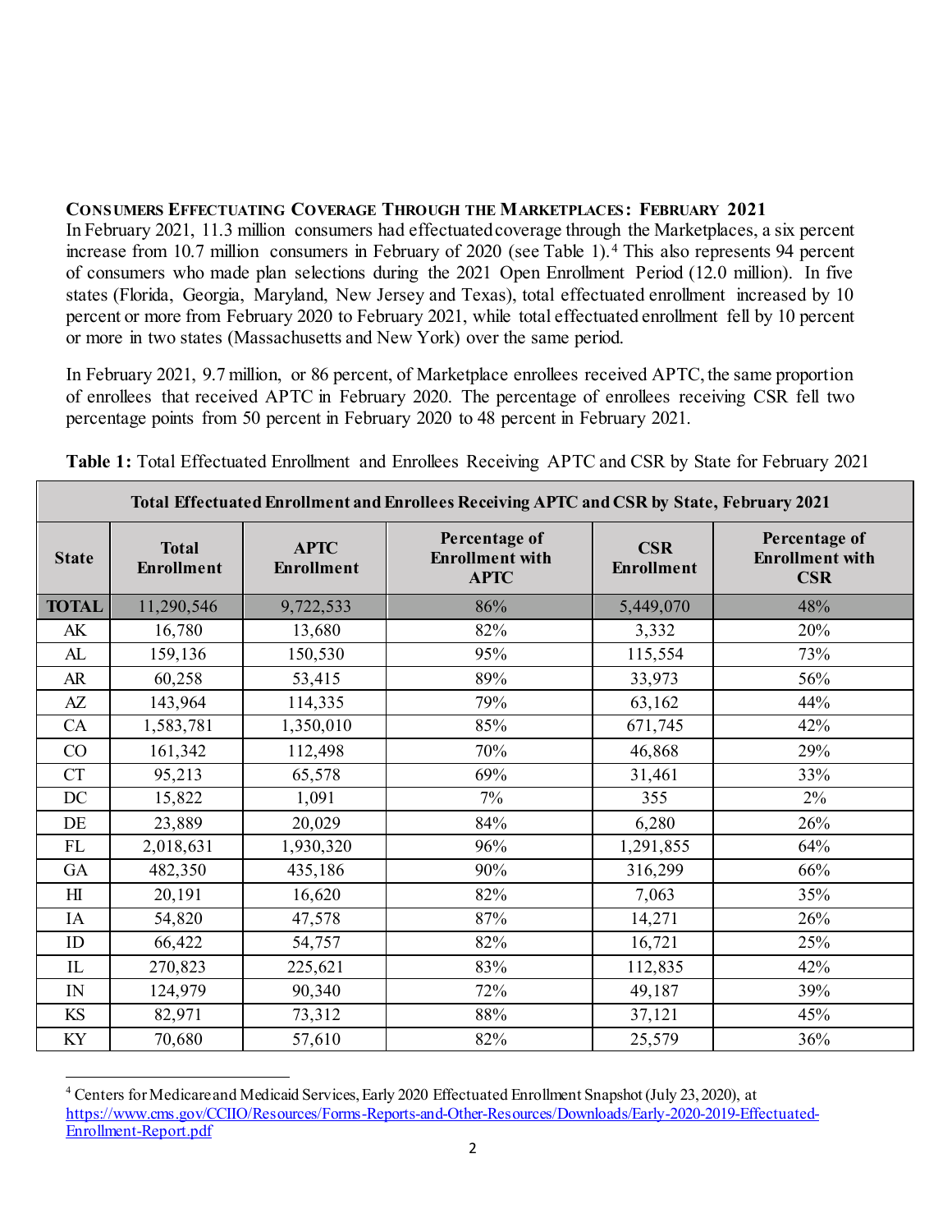### CONSUMERS EFFECTUATING COVERAGE THROUGH THE MARKETPLACES: FEBRUARY 2021

In February 2021, 11.3 million consumers had effectuated coverage through the Marketplaces, a six percent increase from 10.7 million consumers in February of 2020 (see Table 1).[4] This also represents 94 percent of consumers who made plan selections during the 2021 Open Enrollment Period (12.0 million). In five states (Florida, Georgia, Maryland, New Jersey and Texas), total effectuated enrollment increased by 10 percent or more from February 2020 to February 2021, while total effectuated enrollment fell by 10 percent or more in two states (Massachusetts and New York) over the same period.

In February 2021, 9.7 million, or 86 percent, of Marketplace enrollees received APTC, the same proportion of enrollees that received APTC in February 2020. The percentage of enrollees receiving CSR fell two percentage points from 50 percent in February 2020 to 48 percent in February 2021.

**Table 1:** Total Effectuated Enrollment and Enrollees Receiving APTC and CSR by State for February 2021

| Total Effectuated Enrollment and Enrollees Receiving APTC and CSR by State, February 2021 | | | | | |
|---|---|---|---|---|---|
| **State** | **Total Enrollment** | **APTC Enrollment** | **Percentage of Enrollment with APTC** | **CSR Enrollment** | **Percentage of Enrollment with CSR** |
| **TOTAL** | 11,290,546 | 9,722,533 | 86% | 5,449,070 | 48% |
| AK | 16,780 | 13,680 | 82% | 3,332 | 20% |
| AL | 159,136 | 150,530 | 95% | 115,554 | 73% |
| AR | 60,258 | 53,415 | 89% | 33,973 | 56% |
| AZ | 143,964 | 114,335 | 79% | 63,162 | 44% |
| CA | 1,583,781 | 1,350,010 | 85% | 671,745 | 42% |
| CO | 161,342 | 112,498 | 70% | 46,868 | 29% |
| CT | 95,213 | 65,578 | 69% | 31,461 | 33% |
| DC | 15,822 | 1,091 | 7% | 355 | 2% |
| DE | 23,889 | 20,029 | 84% | 6,280 | 26% |
| FL | 2,018,631 | 1,930,320 | 96% | 1,291,855 | 64% |
| GA | 482,350 | 435,186 | 90% | 316,299 | 66% |
| HI | 20,191 | 16,620 | 82% | 7,063 | 35% |
| IA | 54,820 | 47,578 | 87% | 14,271 | 26% |
| ID | 66,422 | 54,757 | 82% | 16,721 | 25% |
| IL | 270,823 | 225,621 | 83% | 112,835 | 42% |
| IN | 124,979 | 90,340 | 72% | 49,187 | 39% |
| KS | 82,971 | 73,312 | 88% | 37,121 | 45% |
| KY | 70,680 | 57,610 | 82% | 25,579 | 36% |

[4] Centers for Medicare and Medicaid Services, Early 2020 Effectuated Enrollment Snapshot (July 23, 2020), at https://www.cms.gov/CCIIO/Resources/Forms-Reports-and-Other-Resources/Downloads/Early-2020-2019-Effectuated-Enrollment-Report.pdf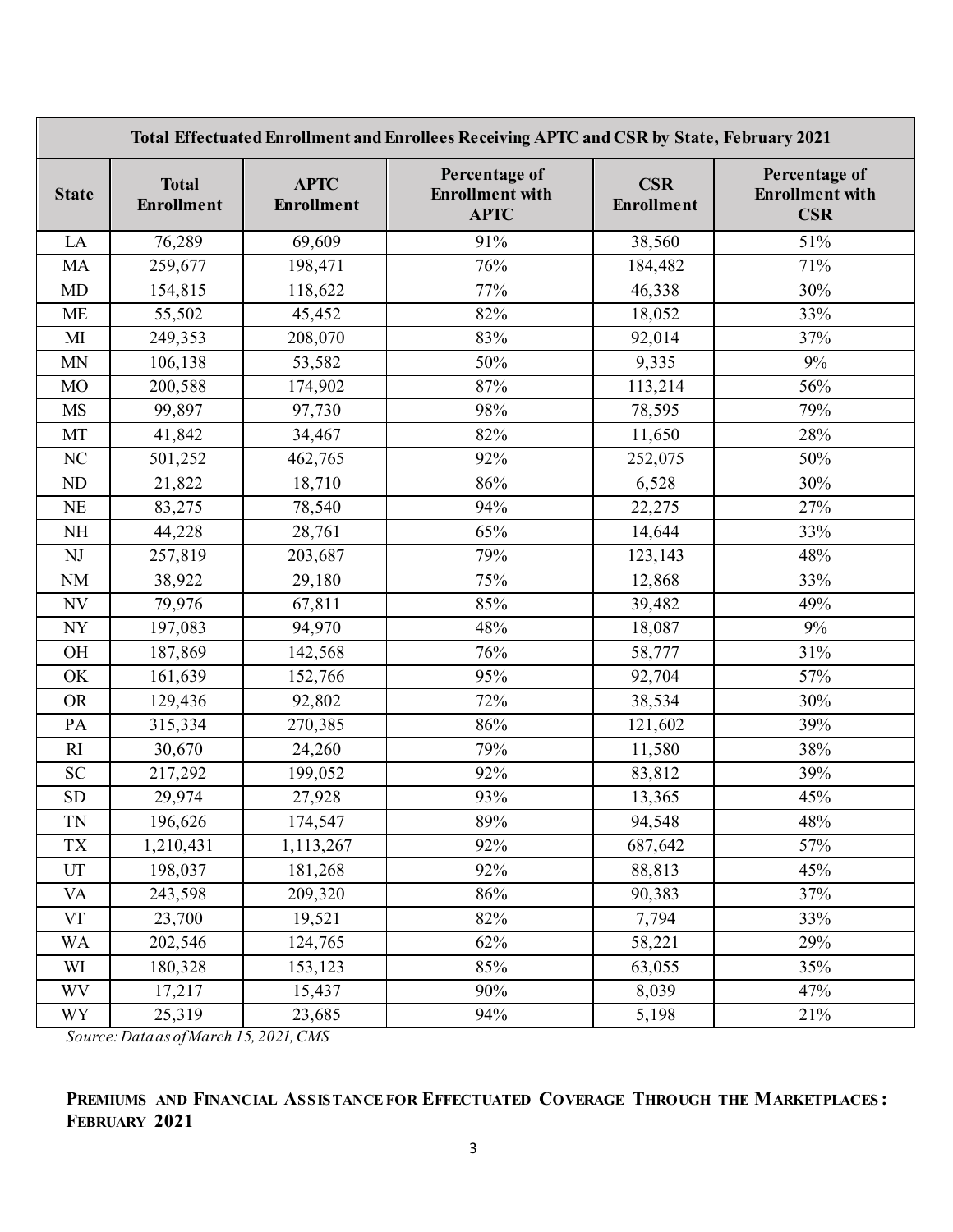| Total Effectuated Enrollment and Enrollees Receiving APTC and CSR by State, February 2021 | | | | | |
|---|---|---|---|---|---|
| **State** | **Total Enrollment** | **APTC Enrollment** | **Percentage of Enrollment with APTC** | **CSR Enrollment** | **Percentage of Enrollment with CSR** |
| LA | 76,289 | 69,609 | 91% | 38,560 | 51% |
| MA | 259,677 | 198,471 | 76% | 184,482 | 71% |
| MD | 154,815 | 118,622 | 77% | 46,338 | 30% |
| ME | 55,502 | 45,452 | 82% | 18,052 | 33% |
| MI | 249,353 | 208,070 | 83% | 92,014 | 37% |
| MN | 106,138 | 53,582 | 50% | 9,335 | 9% |
| MO | 200,588 | 174,902 | 87% | 113,214 | 56% |
| MS | 99,897 | 97,730 | 98% | 78,595 | 79% |
| MT | 41,842 | 34,467 | 82% | 11,650 | 28% |
| NC | 501,252 | 462,765 | 92% | 252,075 | 50% |
| ND | 21,822 | 18,710 | 86% | 6,528 | 30% |
| NE | 83,275 | 78,540 | 94% | 22,275 | 27% |
| NH | 44,228 | 28,761 | 65% | 14,644 | 33% |
| NJ | 257,819 | 203,687 | 79% | 123,143 | 48% |
| NM | 38,922 | 29,180 | 75% | 12,868 | 33% |
| NV | 79,976 | 67,811 | 85% | 39,482 | 49% |
| NY | 197,083 | 94,970 | 48% | 18,087 | 9% |
| OH | 187,869 | 142,568 | 76% | 58,777 | 31% |
| OK | 161,639 | 152,766 | 95% | 92,704 | 57% |
| OR | 129,436 | 92,802 | 72% | 38,534 | 30% |
| PA | 315,334 | 270,385 | 86% | 121,602 | 39% |
| RI | 30,670 | 24,260 | 79% | 11,580 | 38% |
| SC | 217,292 | 199,052 | 92% | 83,812 | 39% |
| SD | 29,974 | 27,928 | 93% | 13,365 | 45% |
| TN | 196,626 | 174,547 | 89% | 94,548 | 48% |
| TX | 1,210,431 | 1,113,267 | 92% | 687,642 | 57% |
| UT | 198,037 | 181,268 | 92% | 88,813 | 45% |
| VA | 243,598 | 209,320 | 86% | 90,383 | 37% |
| VT | 23,700 | 19,521 | 82% | 7,794 | 33% |
| WA | 202,546 | 124,765 | 62% | 58,221 | 29% |
| WI | 180,328 | 153,123 | 85% | 63,055 | 35% |
| WV | 17,217 | 15,437 | 90% | 8,039 | 47% |
| WY | 25,319 | 23,685 | 94% | 5,198 | 21% |

*Source: Data as of March 15, 2021, CMS*

## PREMIUMS AND FINANCIAL ASSISTANCE FOR EFFECTUATED COVERAGE THROUGH THE MARKETPLACES: FEBRUARY 2021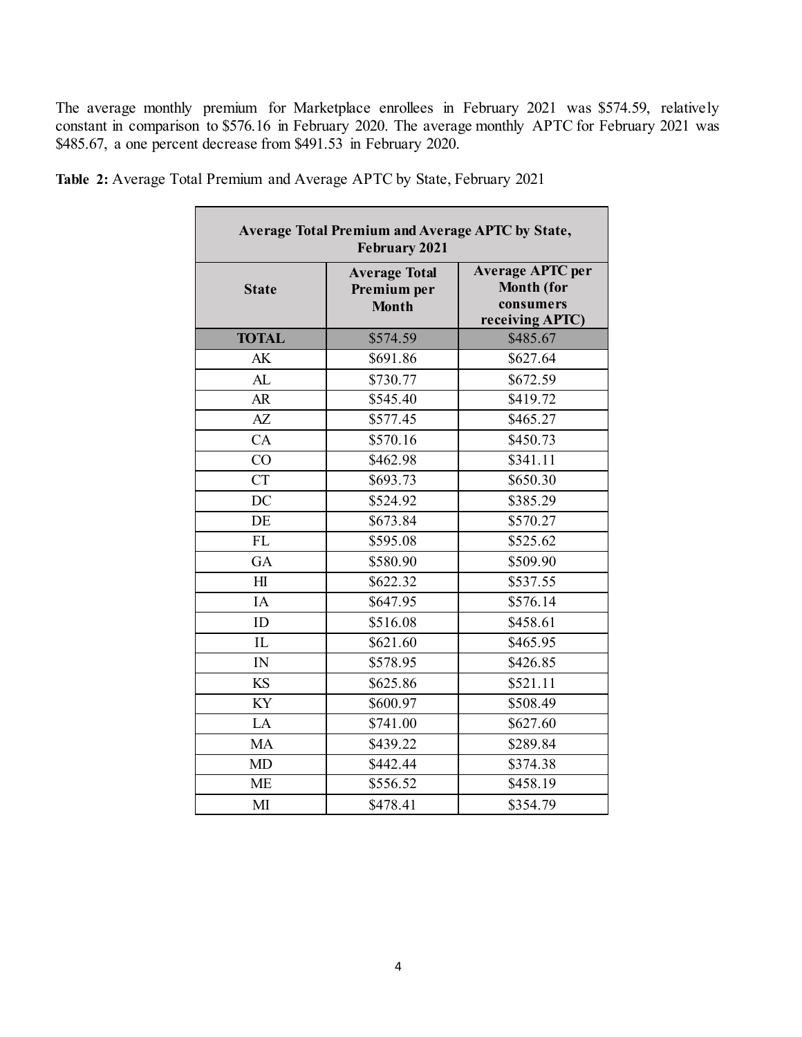The average monthly premium for Marketplace enrollees in February 2021 was $574.59, relatively constant in comparison to $576.16 in February 2020. The average monthly APTC for February 2021 was $485.67, a one percent decrease from $491.53 in February 2020.

**Table 2:** Average Total Premium and Average APTC by State, February 2021

| **Average Total Premium and Average APTC by State, February 2021** | | |
|---|---|---|
| **State** | **Average Total Premium per Month** | **Average APTC per Month (for consumers receiving APTC)** |
| **TOTAL** | $574.59 | $485.67 |
| AK | $691.86 | $627.64 |
| AL | $730.77 | $672.59 |
| AR | $545.40 | $419.72 |
| AZ | $577.45 | $465.27 |
| CA | $570.16 | $450.73 |
| CO | $462.98 | $341.11 |
| CT | $693.73 | $650.30 |
| DC | $524.92 | $385.29 |
| DE | $673.84 | $570.27 |
| FL | $595.08 | $525.62 |
| GA | $580.90 | $509.90 |
| HI | $622.32 | $537.55 |
| IA | $647.95 | $576.14 |
| ID | $516.08 | $458.61 |
| IL | $621.60 | $465.95 |
| IN | $578.95 | $426.85 |
| KS | $625.86 | $521.11 |
| KY | $600.97 | $508.49 |
| LA | $741.00 | $627.60 |
| MA | $439.22 | $289.84 |
| MD | $442.44 | $374.38 |
| ME | $556.52 | $458.19 |
| MI | $478.41 | $354.79 |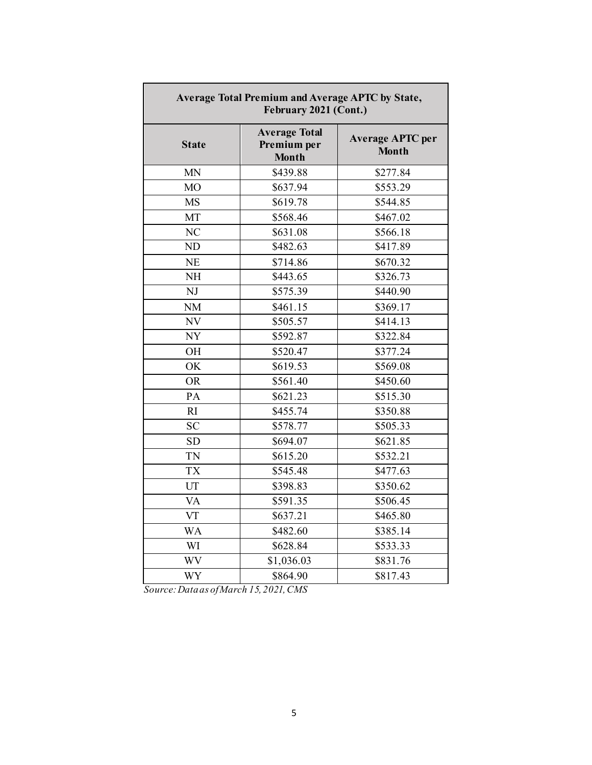| Average Total Premium and Average APTC by State, February 2021 (Cont.) | | |
|---|---|---|
| **State** | **Average Total Premium per Month** | **Average APTC per Month** |
| MN | $439.88 | $277.84 |
| MO | $637.94 | $553.29 |
| MS | $619.78 | $544.85 |
| MT | $568.46 | $467.02 |
| NC | $631.08 | $566.18 |
| ND | $482.63 | $417.89 |
| NE | $714.86 | $670.32 |
| NH | $443.65 | $326.73 |
| NJ | $575.39 | $440.90 |
| NM | $461.15 | $369.17 |
| NV | $505.57 | $414.13 |
| NY | $592.87 | $322.84 |
| OH | $520.47 | $377.24 |
| OK | $619.53 | $569.08 |
| OR | $561.40 | $450.60 |
| PA | $621.23 | $515.30 |
| RI | $455.74 | $350.88 |
| SC | $578.77 | $505.33 |
| SD | $694.07 | $621.85 |
| TN | $615.20 | $532.21 |
| TX | $545.48 | $477.63 |
| UT | $398.83 | $350.62 |
| VA | $591.35 | $506.45 |
| VT | $637.21 | $465.80 |
| WA | $482.60 | $385.14 |
| WI | $628.84 | $533.33 |
| WV | $1,036.03 | $831.76 |
| WY | $864.90 | $817.43 |

*Source: Data as of March 15, 2021, CMS*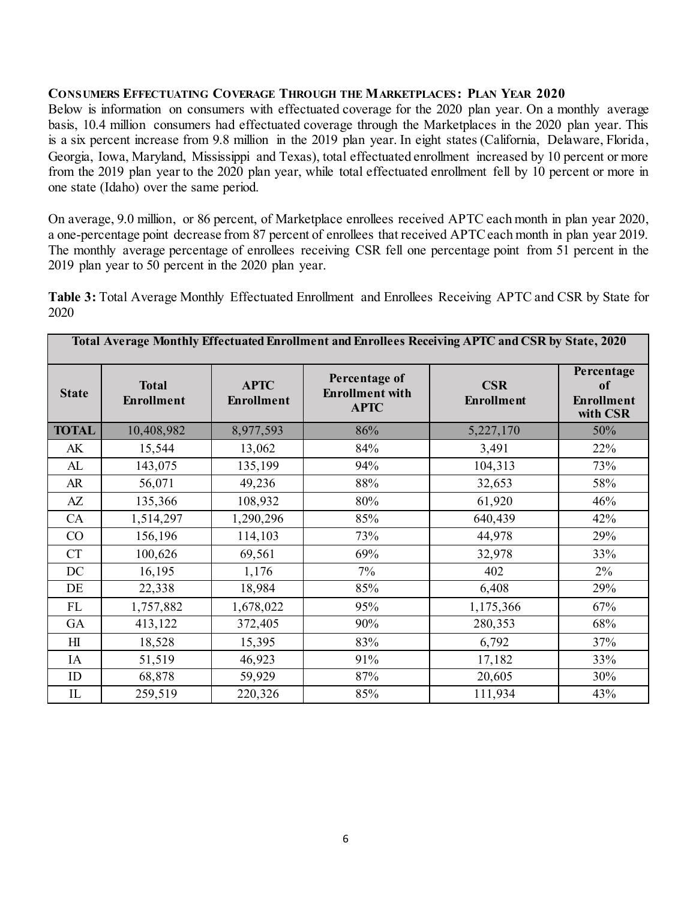### CONSUMERS EFFECTUATING COVERAGE THROUGH THE MARKETPLACES: PLAN YEAR 2020

Below is information on consumers with effectuated coverage for the 2020 plan year. On a monthly average basis, 10.4 million consumers had effectuated coverage through the Marketplaces in the 2020 plan year. This is a six percent increase from 9.8 million in the 2019 plan year. In eight states (California, Delaware, Florida, Georgia, Iowa, Maryland, Mississippi and Texas), total effectuated enrollment increased by 10 percent or more from the 2019 plan year to the 2020 plan year, while total effectuated enrollment fell by 10 percent or more in one state (Idaho) over the same period.

On average, 9.0 million, or 86 percent, of Marketplace enrollees received APTC each month in plan year 2020, a one-percentage point decrease from 87 percent of enrollees that received APTC each month in plan year 2019. The monthly average percentage of enrollees receiving CSR fell one percentage point from 51 percent in the 2019 plan year to 50 percent in the 2020 plan year.

**Table 3:** Total Average Monthly Effectuated Enrollment and Enrollees Receiving APTC and CSR by State for 2020

| Total Average Monthly Effectuated Enrollment and Enrollees Receiving APTC and CSR by State, 2020 | | | | | |
|---|---|---|---|---|---|
| **State** | **Total Enrollment** | **APTC Enrollment** | **Percentage of Enrollment with APTC** | **CSR Enrollment** | **Percentage of Enrollment with CSR** |
| **TOTAL** | 10,408,982 | 8,977,593 | 86% | 5,227,170 | 50% |
| AK | 15,544 | 13,062 | 84% | 3,491 | 22% |
| AL | 143,075 | 135,199 | 94% | 104,313 | 73% |
| AR | 56,071 | 49,236 | 88% | 32,653 | 58% |
| AZ | 135,366 | 108,932 | 80% | 61,920 | 46% |
| CA | 1,514,297 | 1,290,296 | 85% | 640,439 | 42% |
| CO | 156,196 | 114,103 | 73% | 44,978 | 29% |
| CT | 100,626 | 69,561 | 69% | 32,978 | 33% |
| DC | 16,195 | 1,176 | 7% | 402 | 2% |
| DE | 22,338 | 18,984 | 85% | 6,408 | 29% |
| FL | 1,757,882 | 1,678,022 | 95% | 1,175,366 | 67% |
| GA | 413,122 | 372,405 | 90% | 280,353 | 68% |
| HI | 18,528 | 15,395 | 83% | 6,792 | 37% |
| IA | 51,519 | 46,923 | 91% | 17,182 | 33% |
| ID | 68,878 | 59,929 | 87% | 20,605 | 30% |
| IL | 259,519 | 220,326 | 85% | 111,934 | 43% |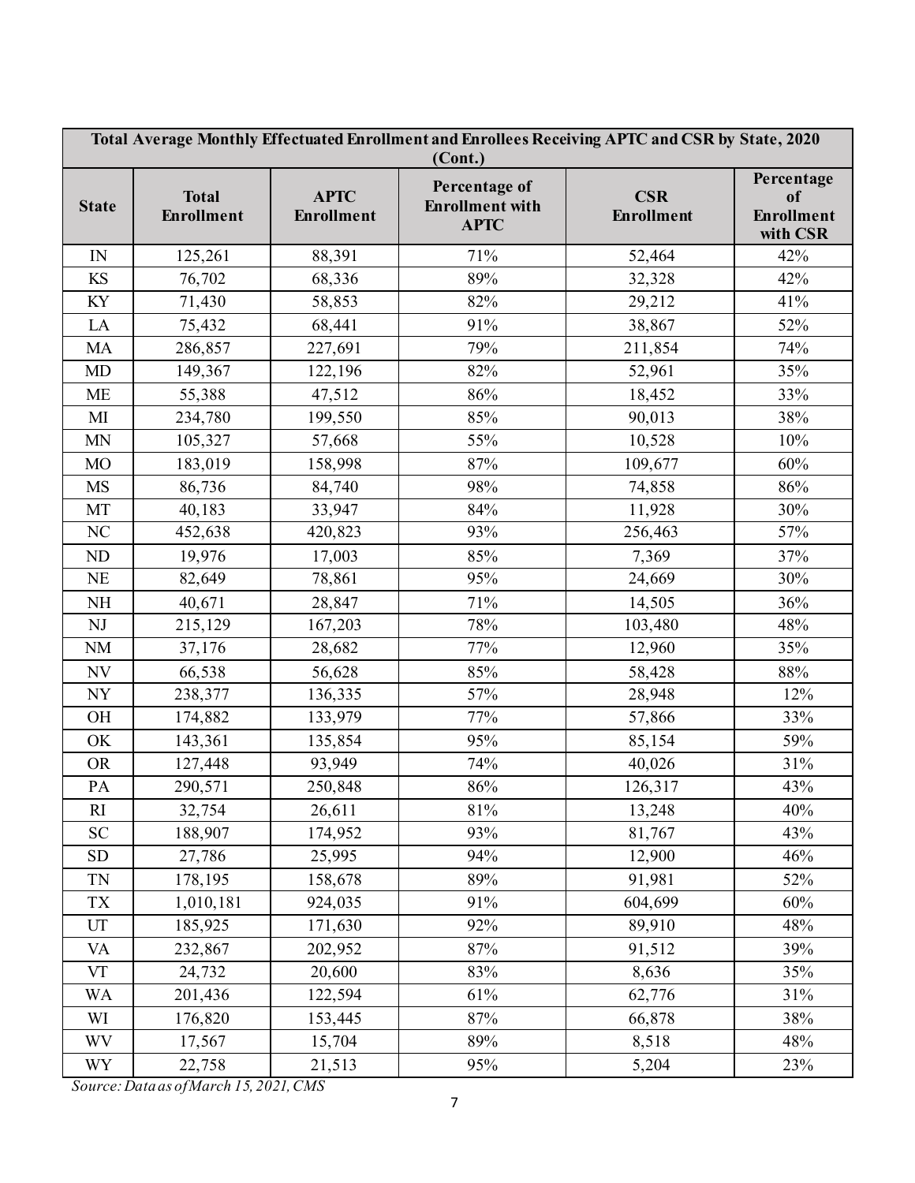| Total Average Monthly Effectuated Enrollment and Enrollees Receiving APTC and CSR by State, 2020 (Cont.) | | | | | |
|---|---|---|---|---|---|
| **State** | **Total Enrollment** | **APTC Enrollment** | **Percentage of Enrollment with APTC** | **CSR Enrollment** | **Percentage of Enrollment with CSR** |
| IN | 125,261 | 88,391 | 71% | 52,464 | 42% |
| KS | 76,702 | 68,336 | 89% | 32,328 | 42% |
| KY | 71,430 | 58,853 | 82% | 29,212 | 41% |
| LA | 75,432 | 68,441 | 91% | 38,867 | 52% |
| MA | 286,857 | 227,691 | 79% | 211,854 | 74% |
| MD | 149,367 | 122,196 | 82% | 52,961 | 35% |
| ME | 55,388 | 47,512 | 86% | 18,452 | 33% |
| MI | 234,780 | 199,550 | 85% | 90,013 | 38% |
| MN | 105,327 | 57,668 | 55% | 10,528 | 10% |
| MO | 183,019 | 158,998 | 87% | 109,677 | 60% |
| MS | 86,736 | 84,740 | 98% | 74,858 | 86% |
| MT | 40,183 | 33,947 | 84% | 11,928 | 30% |
| NC | 452,638 | 420,823 | 93% | 256,463 | 57% |
| ND | 19,976 | 17,003 | 85% | 7,369 | 37% |
| NE | 82,649 | 78,861 | 95% | 24,669 | 30% |
| NH | 40,671 | 28,847 | 71% | 14,505 | 36% |
| NJ | 215,129 | 167,203 | 78% | 103,480 | 48% |
| NM | 37,176 | 28,682 | 77% | 12,960 | 35% |
| NV | 66,538 | 56,628 | 85% | 58,428 | 88% |
| NY | 238,377 | 136,335 | 57% | 28,948 | 12% |
| OH | 174,882 | 133,979 | 77% | 57,866 | 33% |
| OK | 143,361 | 135,854 | 95% | 85,154 | 59% |
| OR | 127,448 | 93,949 | 74% | 40,026 | 31% |
| PA | 290,571 | 250,848 | 86% | 126,317 | 43% |
| RI | 32,754 | 26,611 | 81% | 13,248 | 40% |
| SC | 188,907 | 174,952 | 93% | 81,767 | 43% |
| SD | 27,786 | 25,995 | 94% | 12,900 | 46% |
| TN | 178,195 | 158,678 | 89% | 91,981 | 52% |
| TX | 1,010,181 | 924,035 | 91% | 604,699 | 60% |
| UT | 185,925 | 171,630 | 92% | 89,910 | 48% |
| VA | 232,867 | 202,952 | 87% | 91,512 | 39% |
| VT | 24,732 | 20,600 | 83% | 8,636 | 35% |
| WA | 201,436 | 122,594 | 61% | 62,776 | 31% |
| WI | 176,820 | 153,445 | 87% | 66,878 | 38% |
| WV | 17,567 | 15,704 | 89% | 8,518 | 48% |
| WY | 22,758 | 21,513 | 95% | 5,204 | 23% |

*Source: Data as of March 15, 2021, CMS*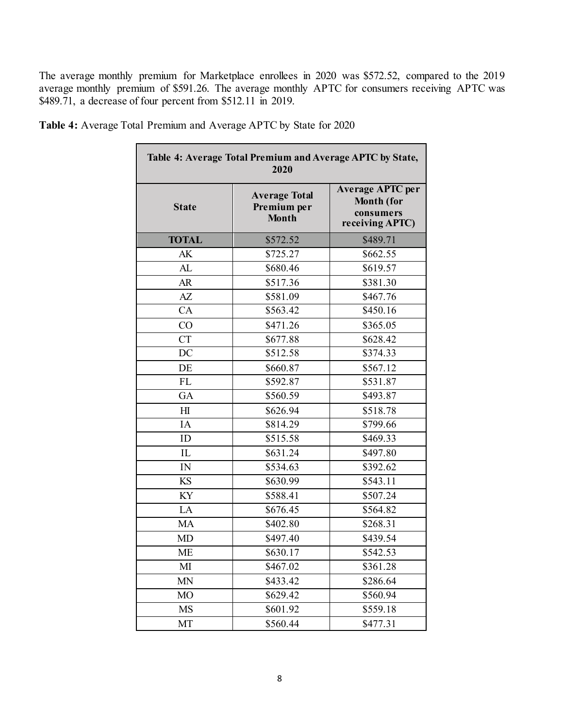The average monthly premium for Marketplace enrollees in 2020 was $572.52, compared to the 2019 average monthly premium of $591.26. The average monthly APTC for consumers receiving APTC was $489.71, a decrease of four percent from $512.11 in 2019.

**Table 4:** Average Total Premium and Average APTC by State for 2020

| **Table 4: Average Total Premium and Average APTC by State, 2020** | | |
|---|---|---|
| **State** | **Average Total Premium per Month** | **Average APTC per Month (for consumers receiving APTC)** |
| **TOTAL** | $572.52 | $489.71 |
| AK | $725.27 | $662.55 |
| AL | $680.46 | $619.57 |
| AR | $517.36 | $381.30 |
| AZ | $581.09 | $467.76 |
| CA | $563.42 | $450.16 |
| CO | $471.26 | $365.05 |
| CT | $677.88 | $628.42 |
| DC | $512.58 | $374.33 |
| DE | $660.87 | $567.12 |
| FL | $592.87 | $531.87 |
| GA | $560.59 | $493.87 |
| HI | $626.94 | $518.78 |
| IA | $814.29 | $799.66 |
| ID | $515.58 | $469.33 |
| IL | $631.24 | $497.80 |
| IN | $534.63 | $392.62 |
| KS | $630.99 | $543.11 |
| KY | $588.41 | $507.24 |
| LA | $676.45 | $564.82 |
| MA | $402.80 | $268.31 |
| MD | $497.40 | $439.54 |
| ME | $630.17 | $542.53 |
| MI | $467.02 | $361.28 |
| MN | $433.42 | $286.64 |
| MO | $629.42 | $560.94 |
| MS | $601.92 | $559.18 |
| MT | $560.44 | $477.31 |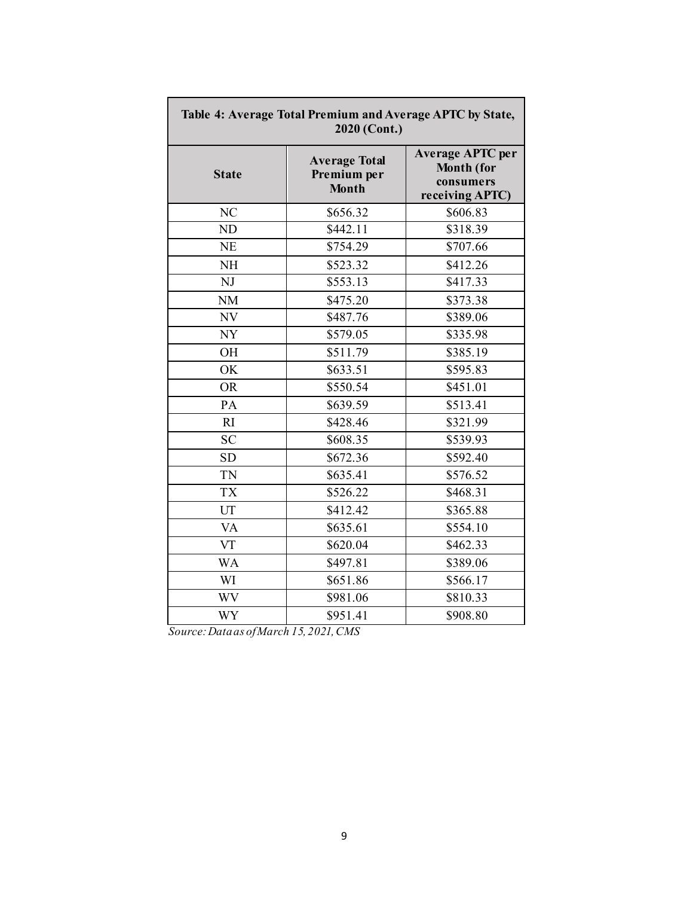| Table 4: Average Total Premium and Average APTC by State, 2020 (Cont.) | | |
|---|---|---|
| **State** | **Average Total Premium per Month** | **Average APTC per Month (for consumers receiving APTC)** |
| NC | $656.32 | $606.83 |
| ND | $442.11 | $318.39 |
| NE | $754.29 | $707.66 |
| NH | $523.32 | $412.26 |
| NJ | $553.13 | $417.33 |
| NM | $475.20 | $373.38 |
| NV | $487.76 | $389.06 |
| NY | $579.05 | $335.98 |
| OH | $511.79 | $385.19 |
| OK | $633.51 | $595.83 |
| OR | $550.54 | $451.01 |
| PA | $639.59 | $513.41 |
| RI | $428.46 | $321.99 |
| SC | $608.35 | $539.93 |
| SD | $672.36 | $592.40 |
| TN | $635.41 | $576.52 |
| TX | $526.22 | $468.31 |
| UT | $412.42 | $365.88 |
| VA | $635.61 | $554.10 |
| VT | $620.04 | $462.33 |
| WA | $497.81 | $389.06 |
| WI | $651.86 | $566.17 |
| WV | $981.06 | $810.33 |
| WY | $951.41 | $908.80 |

*Source: Data as of March 15, 2021, CMS*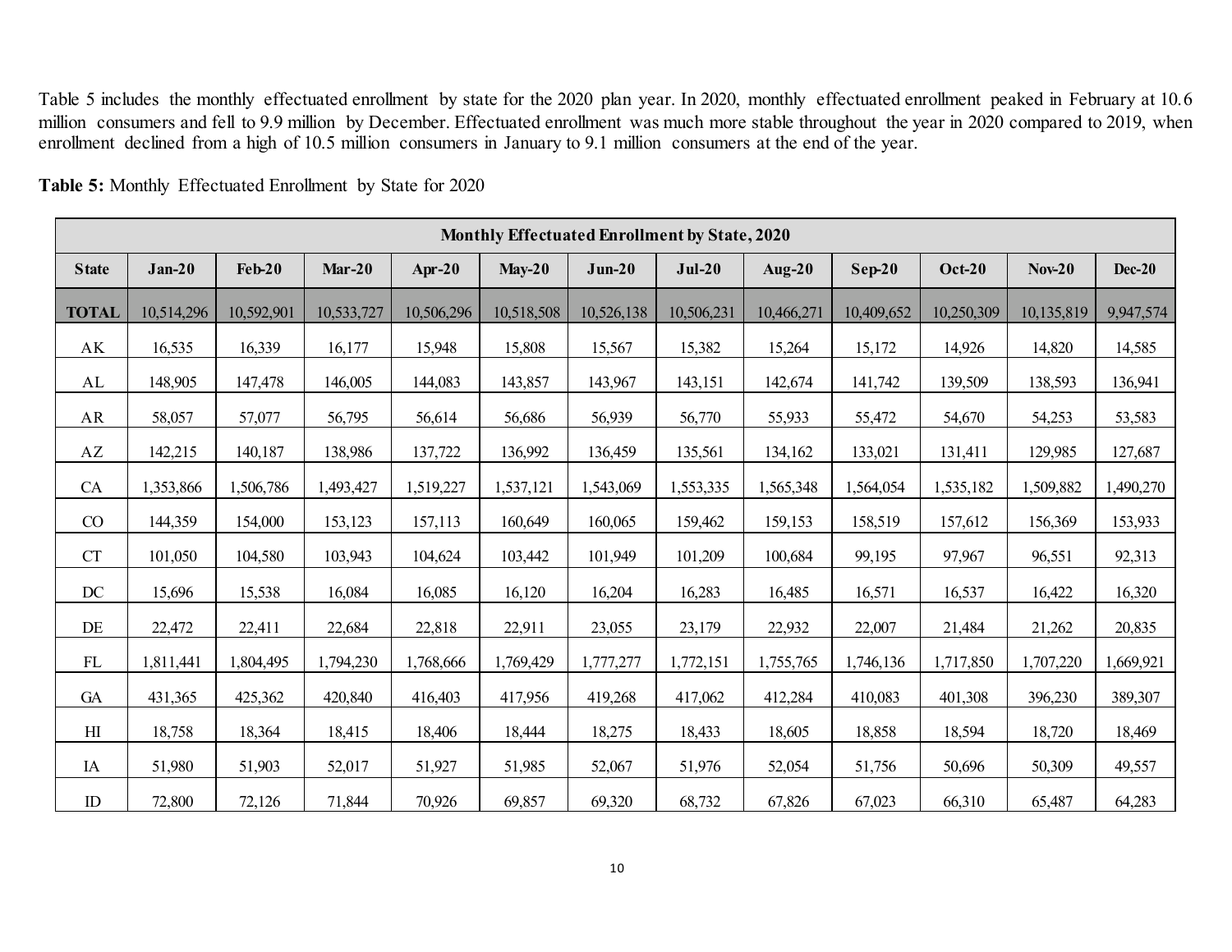Table 5 includes the monthly effectuated enrollment by state for the 2020 plan year. In 2020, monthly effectuated enrollment peaked in February at 10.6 million consumers and fell to 9.9 million by December. Effectuated enrollment was much more stable throughout the year in 2020 compared to 2019, when enrollment declined from a high of 10.5 million consumers in January to 9.1 million consumers at the end of the year.

**Table 5:** Monthly Effectuated Enrollment by State for 2020

| Monthly Effectuated Enrollment by State, 2020 | | | | | | | | | | | | |
|---|---|---|---|---|---|---|---|---|---|---|---|---|
| **State** | **Jan-20** | **Feb-20** | **Mar-20** | **Apr-20** | **May-20** | **Jun-20** | **Jul-20** | **Aug-20** | **Sep-20** | **Oct-20** | **Nov-20** | **Dec-20** |
| **TOTAL** | 10,514,296 | 10,592,901 | 10,533,727 | 10,506,296 | 10,518,508 | 10,526,138 | 10,506,231 | 10,466,271 | 10,409,652 | 10,250,309 | 10,135,819 | 9,947,574 |
| AK | 16,535 | 16,339 | 16,177 | 15,948 | 15,808 | 15,567 | 15,382 | 15,264 | 15,172 | 14,926 | 14,820 | 14,585 |
| AL | 148,905 | 147,478 | 146,005 | 144,083 | 143,857 | 143,967 | 143,151 | 142,674 | 141,742 | 139,509 | 138,593 | 136,941 |
| AR | 58,057 | 57,077 | 56,795 | 56,614 | 56,686 | 56,939 | 56,770 | 55,933 | 55,472 | 54,670 | 54,253 | 53,583 |
| AZ | 142,215 | 140,187 | 138,986 | 137,722 | 136,992 | 136,459 | 135,561 | 134,162 | 133,021 | 131,411 | 129,985 | 127,687 |
| CA | 1,353,866 | 1,506,786 | 1,493,427 | 1,519,227 | 1,537,121 | 1,543,069 | 1,553,335 | 1,565,348 | 1,564,054 | 1,535,182 | 1,509,882 | 1,490,270 |
| CO | 144,359 | 154,000 | 153,123 | 157,113 | 160,649 | 160,065 | 159,462 | 159,153 | 158,519 | 157,612 | 156,369 | 153,933 |
| CT | 101,050 | 104,580 | 103,943 | 104,624 | 103,442 | 101,949 | 101,209 | 100,684 | 99,195 | 97,967 | 96,551 | 92,313 |
| DC | 15,696 | 15,538 | 16,084 | 16,085 | 16,120 | 16,204 | 16,283 | 16,485 | 16,571 | 16,537 | 16,422 | 16,320 |
| DE | 22,472 | 22,411 | 22,684 | 22,818 | 22,911 | 23,055 | 23,179 | 22,932 | 22,007 | 21,484 | 21,262 | 20,835 |
| FL | 1,811,441 | 1,804,495 | 1,794,230 | 1,768,666 | 1,769,429 | 1,777,277 | 1,772,151 | 1,755,765 | 1,746,136 | 1,717,850 | 1,707,220 | 1,669,921 |
| GA | 431,365 | 425,362 | 420,840 | 416,403 | 417,956 | 419,268 | 417,062 | 412,284 | 410,083 | 401,308 | 396,230 | 389,307 |
| HI | 18,758 | 18,364 | 18,415 | 18,406 | 18,444 | 18,275 | 18,433 | 18,605 | 18,858 | 18,594 | 18,720 | 18,469 |
| IA | 51,980 | 51,903 | 52,017 | 51,927 | 51,985 | 52,067 | 51,976 | 52,054 | 51,756 | 50,696 | 50,309 | 49,557 |
| ID | 72,800 | 72,126 | 71,844 | 70,926 | 69,857 | 69,320 | 68,732 | 67,826 | 67,023 | 66,310 | 65,487 | 64,283 |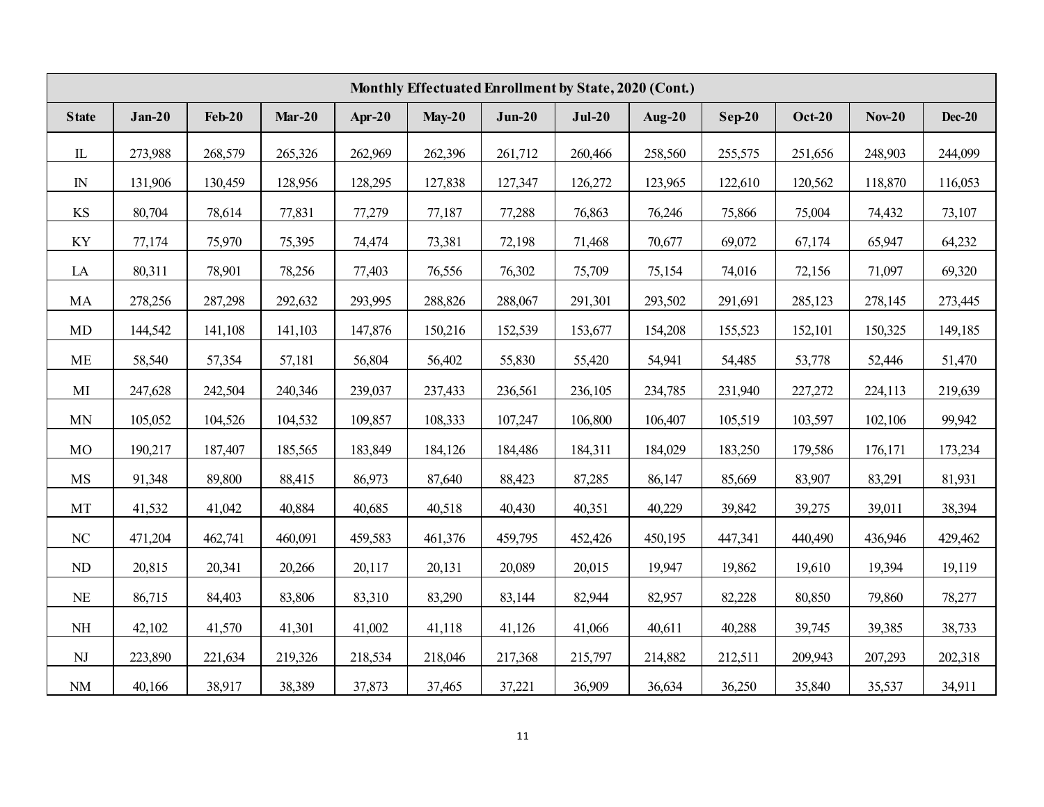| Monthly Effectuated Enrollment by State, 2020 (Cont.) | | | | | | | | | | | | |
|---|---|---|---|---|---|---|---|---|---|---|---|---|
| **State** | **Jan-20** | **Feb-20** | **Mar-20** | **Apr-20** | **May-20** | **Jun-20** | **Jul-20** | **Aug-20** | **Sep-20** | **Oct-20** | **Nov-20** | **Dec-20** |
| IL | 273,988 | 268,579 | 265,326 | 262,969 | 262,396 | 261,712 | 260,466 | 258,560 | 255,575 | 251,656 | 248,903 | 244,099 |
| IN | 131,906 | 130,459 | 128,956 | 128,295 | 127,838 | 127,347 | 126,272 | 123,965 | 122,610 | 120,562 | 118,870 | 116,053 |
| KS | 80,704 | 78,614 | 77,831 | 77,279 | 77,187 | 77,288 | 76,863 | 76,246 | 75,866 | 75,004 | 74,432 | 73,107 |
| KY | 77,174 | 75,970 | 75,395 | 74,474 | 73,381 | 72,198 | 71,468 | 70,677 | 69,072 | 67,174 | 65,947 | 64,232 |
| LA | 80,311 | 78,901 | 78,256 | 77,403 | 76,556 | 76,302 | 75,709 | 75,154 | 74,016 | 72,156 | 71,097 | 69,320 |
| MA | 278,256 | 287,298 | 292,632 | 293,995 | 288,826 | 288,067 | 291,301 | 293,502 | 291,691 | 285,123 | 278,145 | 273,445 |
| MD | 144,542 | 141,108 | 141,103 | 147,876 | 150,216 | 152,539 | 153,677 | 154,208 | 155,523 | 152,101 | 150,325 | 149,185 |
| ME | 58,540 | 57,354 | 57,181 | 56,804 | 56,402 | 55,830 | 55,420 | 54,941 | 54,485 | 53,778 | 52,446 | 51,470 |
| MI | 247,628 | 242,504 | 240,346 | 239,037 | 237,433 | 236,561 | 236,105 | 234,785 | 231,940 | 227,272 | 224,113 | 219,639 |
| MN | 105,052 | 104,526 | 104,532 | 109,857 | 108,333 | 107,247 | 106,800 | 106,407 | 105,519 | 103,597 | 102,106 | 99,942 |
| MO | 190,217 | 187,407 | 185,565 | 183,849 | 184,126 | 184,486 | 184,311 | 184,029 | 183,250 | 179,586 | 176,171 | 173,234 |
| MS | 91,348 | 89,800 | 88,415 | 86,973 | 87,640 | 88,423 | 87,285 | 86,147 | 85,669 | 83,907 | 83,291 | 81,931 |
| MT | 41,532 | 41,042 | 40,884 | 40,685 | 40,518 | 40,430 | 40,351 | 40,229 | 39,842 | 39,275 | 39,011 | 38,394 |
| NC | 471,204 | 462,741 | 460,091 | 459,583 | 461,376 | 459,795 | 452,426 | 450,195 | 447,341 | 440,490 | 436,946 | 429,462 |
| ND | 20,815 | 20,341 | 20,266 | 20,117 | 20,131 | 20,089 | 20,015 | 19,947 | 19,862 | 19,610 | 19,394 | 19,119 |
| NE | 86,715 | 84,403 | 83,806 | 83,310 | 83,290 | 83,144 | 82,944 | 82,957 | 82,228 | 80,850 | 79,860 | 78,277 |
| NH | 42,102 | 41,570 | 41,301 | 41,002 | 41,118 | 41,126 | 41,066 | 40,611 | 40,288 | 39,745 | 39,385 | 38,733 |
| NJ | 223,890 | 221,634 | 219,326 | 218,534 | 218,046 | 217,368 | 215,797 | 214,882 | 212,511 | 209,943 | 207,293 | 202,318 |
| NM | 40,166 | 38,917 | 38,389 | 37,873 | 37,465 | 37,221 | 36,909 | 36,634 | 36,250 | 35,840 | 35,537 | 34,911 |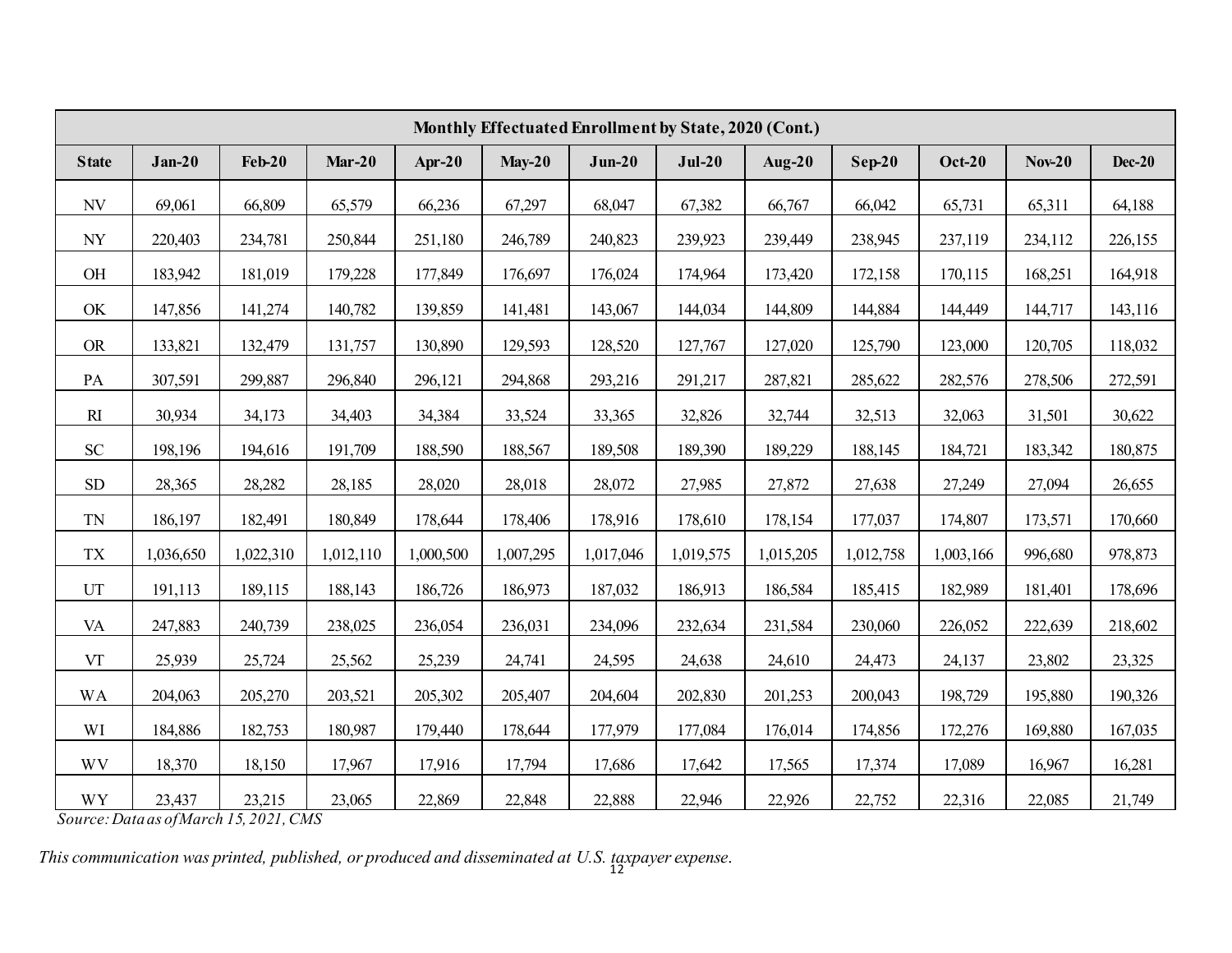| Monthly Effectuated Enrollment by State, 2020 (Cont.) | | | | | | | | | | | | |
|---|---|---|---|---|---|---|---|---|---|---|---|---|
| **State** | **Jan-20** | **Feb-20** | **Mar-20** | **Apr-20** | **May-20** | **Jun-20** | **Jul-20** | **Aug-20** | **Sep-20** | **Oct-20** | **Nov-20** | **Dec-20** |
| NV | 69,061 | 66,809 | 65,579 | 66,236 | 67,297 | 68,047 | 67,382 | 66,767 | 66,042 | 65,731 | 65,311 | 64,188 |
| NY | 220,403 | 234,781 | 250,844 | 251,180 | 246,789 | 240,823 | 239,923 | 239,449 | 238,945 | 237,119 | 234,112 | 226,155 |
| OH | 183,942 | 181,019 | 179,228 | 177,849 | 176,697 | 176,024 | 174,964 | 173,420 | 172,158 | 170,115 | 168,251 | 164,918 |
| OK | 147,856 | 141,274 | 140,782 | 139,859 | 141,481 | 143,067 | 144,034 | 144,809 | 144,884 | 144,449 | 144,717 | 143,116 |
| OR | 133,821 | 132,479 | 131,757 | 130,890 | 129,593 | 128,520 | 127,767 | 127,020 | 125,790 | 123,000 | 120,705 | 118,032 |
| PA | 307,591 | 299,887 | 296,840 | 296,121 | 294,868 | 293,216 | 291,217 | 287,821 | 285,622 | 282,576 | 278,506 | 272,591 |
| RI | 30,934 | 34,173 | 34,403 | 34,384 | 33,524 | 33,365 | 32,826 | 32,744 | 32,513 | 32,063 | 31,501 | 30,622 |
| SC | 198,196 | 194,616 | 191,709 | 188,590 | 188,567 | 189,508 | 189,390 | 189,229 | 188,145 | 184,721 | 183,342 | 180,875 |
| SD | 28,365 | 28,282 | 28,185 | 28,020 | 28,018 | 28,072 | 27,985 | 27,872 | 27,638 | 27,249 | 27,094 | 26,655 |
| TN | 186,197 | 182,491 | 180,849 | 178,644 | 178,406 | 178,916 | 178,610 | 178,154 | 177,037 | 174,807 | 173,571 | 170,660 |
| TX | 1,036,650 | 1,022,310 | 1,012,110 | 1,000,500 | 1,007,295 | 1,017,046 | 1,019,575 | 1,015,205 | 1,012,758 | 1,003,166 | 996,680 | 978,873 |
| UT | 191,113 | 189,115 | 188,143 | 186,726 | 186,973 | 187,032 | 186,913 | 186,584 | 185,415 | 182,989 | 181,401 | 178,696 |
| VA | 247,883 | 240,739 | 238,025 | 236,054 | 236,031 | 234,096 | 232,634 | 231,584 | 230,060 | 226,052 | 222,639 | 218,602 |
| VT | 25,939 | 25,724 | 25,562 | 25,239 | 24,741 | 24,595 | 24,638 | 24,610 | 24,473 | 24,137 | 23,802 | 23,325 |
| WA | 204,063 | 205,270 | 203,521 | 205,302 | 205,407 | 204,604 | 202,830 | 201,253 | 200,043 | 198,729 | 195,880 | 190,326 |
| WI | 184,886 | 182,753 | 180,987 | 179,440 | 178,644 | 177,979 | 177,084 | 176,014 | 174,856 | 172,276 | 169,880 | 167,035 |
| WV | 18,370 | 18,150 | 17,967 | 17,916 | 17,794 | 17,686 | 17,642 | 17,565 | 17,374 | 17,089 | 16,967 | 16,281 |
| WY | 23,437 | 23,215 | 23,065 | 22,869 | 22,848 | 22,888 | 22,946 | 22,926 | 22,752 | 22,316 | 22,085 | 21,749 |

*Source: Data as of March 15, 2021, CMS*

*This communication was printed, published, or produced and disseminated at U.S. taxpayer expense.*